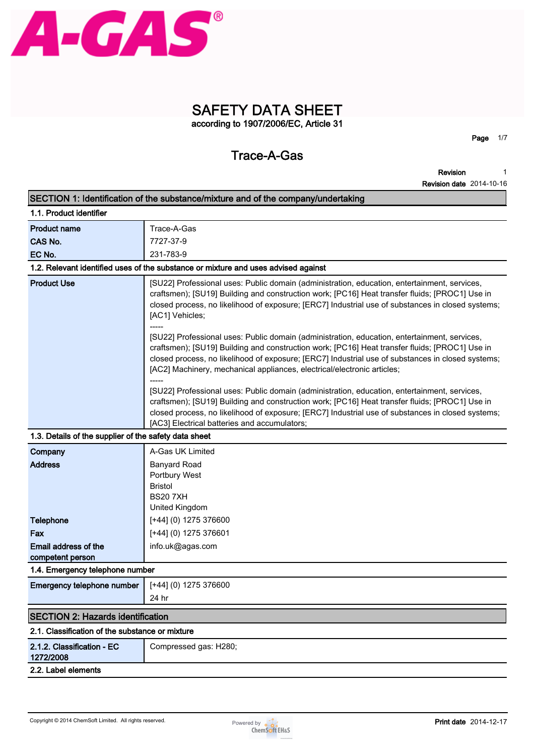# SAFETY DATA SHEET

according to 1907/2006/EC, Article 31

## Trace-A-Gas

**Revision** 1
**Revision date** 2014-10-16

## SECTION 1: Identification of the substance/mixture and of the company/undertaking

### 1.1. Product identifier

| | |
|---|---|
| **Product name** | Trace-A-Gas |
| **CAS No.** | 7727-37-9 |
| **EC No.** | 231-783-9 |

### 1.2. Relevant identified uses of the substance or mixture and uses advised against

| | |
|---|---|
| **Product Use** | [SU22] Professional uses: Public domain (administration, education, entertainment, services, craftsmen); [SU19] Building and construction work; [PC16] Heat transfer fluids; [PROC1] Use in closed process, no likelihood of exposure; [ERC7] Industrial use of substances in closed systems; [AC1] Vehicles;<br>-----<br>[SU22] Professional uses: Public domain (administration, education, entertainment, services, craftsmen); [SU19] Building and construction work; [PC16] Heat transfer fluids; [PROC1] Use in closed process, no likelihood of exposure; [ERC7] Industrial use of substances in closed systems; [AC2] Machinery, mechanical appliances, electrical/electronic articles;<br>-----<br>[SU22] Professional uses: Public domain (administration, education, entertainment, services, craftsmen); [SU19] Building and construction work; [PC16] Heat transfer fluids; [PROC1] Use in closed process, no likelihood of exposure; [ERC7] Industrial use of substances in closed systems; [AC3] Electrical batteries and accumulators; |

### 1.3. Details of the supplier of the safety data sheet

| | |
|---|---|
| **Company** | A-Gas UK Limited |
| **Address** | Banyard Road<br>Portbury West<br>Bristol<br>BS20 7XH<br>United Kingdom |
| **Telephone** | [+44] (0) 1275 376600 |
| **Fax** | [+44] (0) 1275 376601 |
| **Email address of the competent person** | info.uk@agas.com |

### 1.4. Emergency telephone number

| | |
|---|---|
| **Emergency telephone number** | [+44] (0) 1275 376600<br>24 hr |

## SECTION 2: Hazards identification

### 2.1. Classification of the substance or mixture

| | |
|---|---|
| **2.1.2. Classification - EC 1272/2008** | Compressed gas: H280; |

### 2.2. Label elements

Copyright © 2014 ChemSoft Limited. All rights reserved.

**Print date** 2014-12-17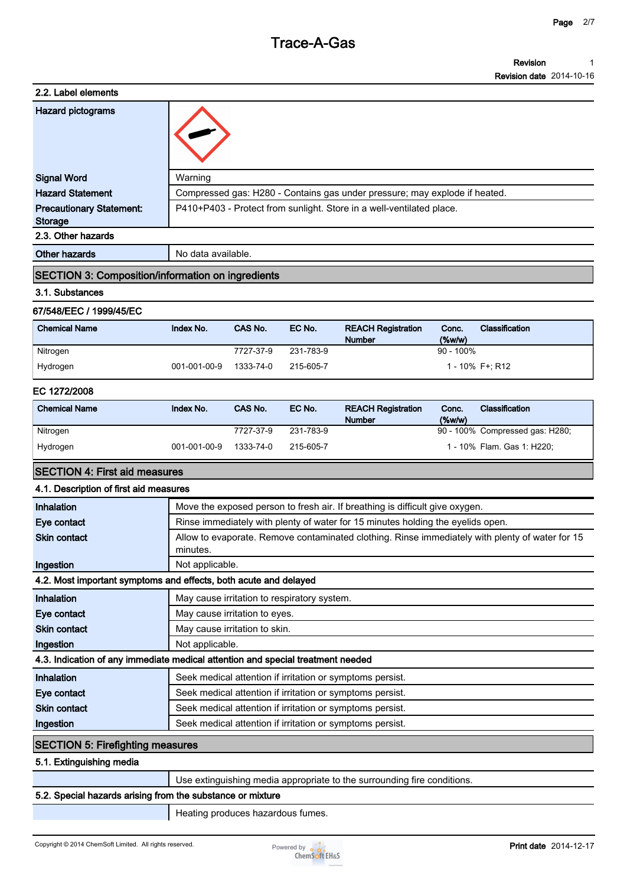## 2.2. Label elements

| | |
|---|---|
| **Hazard pictograms** | |
| **Signal Word** | Warning |
| **Hazard Statement** | Compressed gas: H280 - Contains gas under pressure; may explode if heated. |
| **Precautionary Statement: Storage** | P410+P403 - Protect from sunlight. Store in a well-ventilated place. |

## 2.3. Other hazards

| | |
|---|---|
| **Other hazards** | No data available. |

## SECTION 3: Composition/information on ingredients

### 3.1. Substances

**67/548/EEC / 1999/45/EC**

| Chemical Name | Index No. | CAS No. | EC No. | REACH Registration Number | Conc. (%w/w) | Classification |
|---|---|---|---|---|---|---|
| Nitrogen | | 7727-37-9 | 231-783-9 | | 90 - 100% | |
| Hydrogen | 001-001-00-9 | 1333-74-0 | 215-605-7 | | 1 - 10% | F+; R12 |

**EC 1272/2008**

| Chemical Name | Index No. | CAS No. | EC No. | REACH Registration Number | Conc. (%w/w) | Classification |
|---|---|---|---|---|---|---|
| Nitrogen | | 7727-37-9 | 231-783-9 | | 90 - 100% | Compressed gas: H280; |
| Hydrogen | 001-001-00-9 | 1333-74-0 | 215-605-7 | | 1 - 10% | Flam. Gas 1: H220; |

## SECTION 4: First aid measures

### 4.1. Description of first aid measures

| | |
|---|---|
| **Inhalation** | Move the exposed person to fresh air. If breathing is difficult give oxygen. |
| **Eye contact** | Rinse immediately with plenty of water for 15 minutes holding the eyelids open. |
| **Skin contact** | Allow to evaporate. Remove contaminated clothing. Rinse immediately with plenty of water for 15 minutes. |
| **Ingestion** | Not applicable. |

### 4.2. Most important symptoms and effects, both acute and delayed

| | |
|---|---|
| **Inhalation** | May cause irritation to respiratory system. |
| **Eye contact** | May cause irritation to eyes. |
| **Skin contact** | May cause irritation to skin. |
| **Ingestion** | Not applicable. |

### 4.3. Indication of any immediate medical attention and special treatment needed

| | |
|---|---|
| **Inhalation** | Seek medical attention if irritation or symptoms persist. |
| **Eye contact** | Seek medical attention if irritation or symptoms persist. |
| **Skin contact** | Seek medical attention if irritation or symptoms persist. |
| **Ingestion** | Seek medical attention if irritation or symptoms persist. |

## SECTION 5: Firefighting measures

### 5.1. Extinguishing media

Use extinguishing media appropriate to the surrounding fire conditions.

### 5.2. Special hazards arising from the substance or mixture

Heating produces hazardous fumes.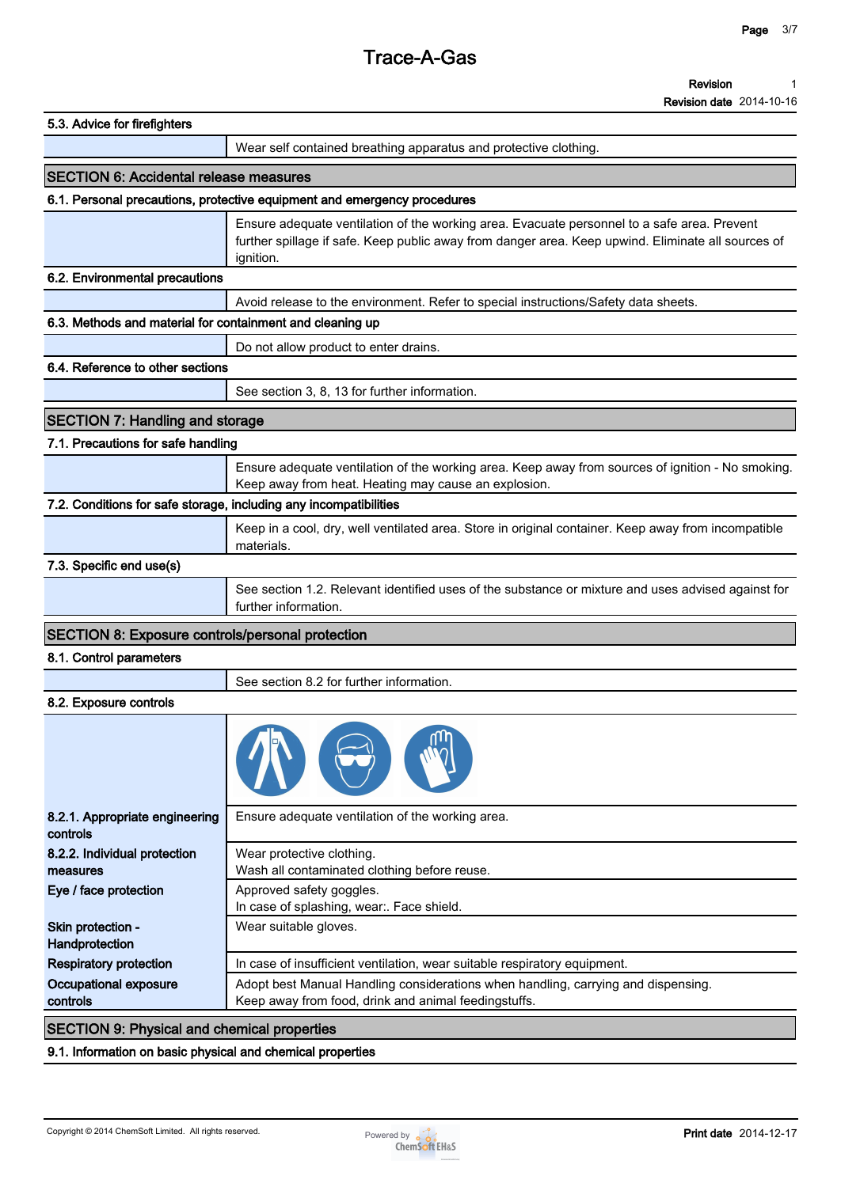### 5.3. Advice for firefighters

Wear self contained breathing apparatus and protective clothing.

## SECTION 6: Accidental release measures

### 6.1. Personal precautions, protective equipment and emergency procedures

Ensure adequate ventilation of the working area. Evacuate personnel to a safe area. Prevent further spillage if safe. Keep public away from danger area. Keep upwind. Eliminate all sources of ignition.

### 6.2. Environmental precautions

Avoid release to the environment. Refer to special instructions/Safety data sheets.

### 6.3. Methods and material for containment and cleaning up

Do not allow product to enter drains.

### 6.4. Reference to other sections

See section 3, 8, 13 for further information.

## SECTION 7: Handling and storage

### 7.1. Precautions for safe handling

Ensure adequate ventilation of the working area. Keep away from sources of ignition - No smoking. Keep away from heat. Heating may cause an explosion.

### 7.2. Conditions for safe storage, including any incompatibilities

Keep in a cool, dry, well ventilated area. Store in original container. Keep away from incompatible materials.

### 7.3. Specific end use(s)

See section 1.2. Relevant identified uses of the substance or mixture and uses advised against for further information.

## SECTION 8: Exposure controls/personal protection

### 8.1. Control parameters

See section 8.2 for further information.

### 8.2. Exposure controls

| | |
|---|---|
| **8.2.1. Appropriate engineering controls** | Ensure adequate ventilation of the working area. |
| **8.2.2. Individual protection measures** | Wear protective clothing.<br>Wash all contaminated clothing before reuse. |
| **Eye / face protection** | Approved safety goggles.<br>In case of splashing, wear:. Face shield. |
| **Skin protection - Handprotection** | Wear suitable gloves. |
| **Respiratory protection** | In case of insufficient ventilation, wear suitable respiratory equipment. |
| **Occupational exposure controls** | Adopt best Manual Handling considerations when handling, carrying and dispensing.<br>Keep away from food, drink and animal feedingstuffs. |

## SECTION 9: Physical and chemical properties

### 9.1. Information on basic physical and chemical properties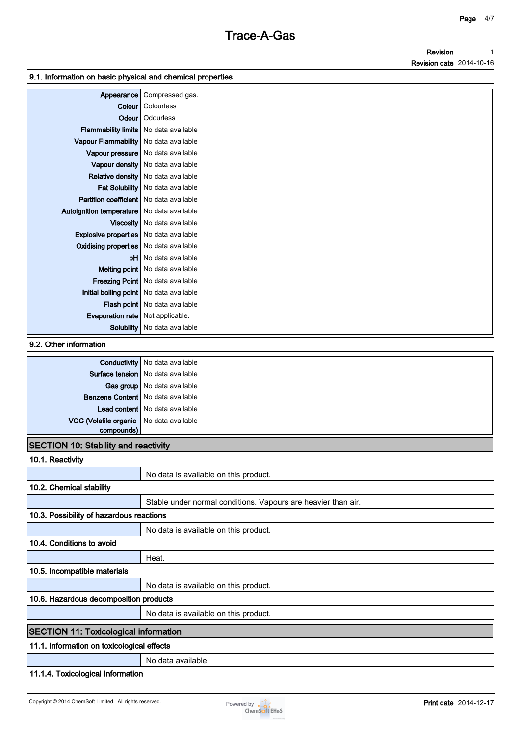### 9.1. Information on basic physical and chemical properties

| | |
|---|---|
| **Appearance** | Compressed gas. |
| **Colour** | Colourless |
| **Odour** | Odourless |
| **Flammability limits** | No data available |
| **Vapour Flammability** | No data available |
| **Vapour pressure** | No data available |
| **Vapour density** | No data available |
| **Relative density** | No data available |
| **Fat Solubility** | No data available |
| **Partition coefficient** | No data available |
| **Autoignition temperature** | No data available |
| **Viscosity** | No data available |
| **Explosive properties** | No data available |
| **Oxidising properties** | No data available |
| **pH** | No data available |
| **Melting point** | No data available |
| **Freezing Point** | No data available |
| **Initial boiling point** | No data available |
| **Flash point** | No data available |
| **Evaporation rate** | Not applicable. |
| **Solubility** | No data available |

### 9.2. Other information

| | |
|---|---|
| **Conductivity** | No data available |
| **Surface tension** | No data available |
| **Gas group** | No data available |
| **Benzene Content** | No data available |
| **Lead content** | No data available |
| **VOC (Volatile organic compounds)** | No data available |

## SECTION 10: Stability and reactivity

### 10.1. Reactivity

No data is available on this product.

### 10.2. Chemical stability

Stable under normal conditions. Vapours are heavier than air.

### 10.3. Possibility of hazardous reactions

No data is available on this product.

### 10.4. Conditions to avoid

Heat.

### 10.5. Incompatible materials

No data is available on this product.

### 10.6. Hazardous decomposition products

No data is available on this product.

## SECTION 11: Toxicological information

### 11.1. Information on toxicological effects

No data available.

### 11.1.4. Toxicological Information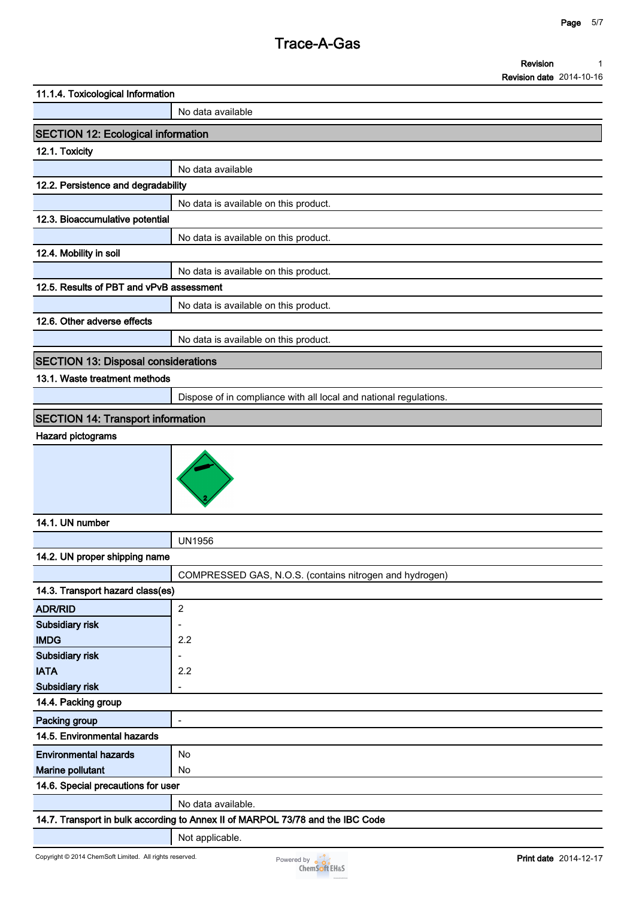### 11.1.4. Toxicological Information

No data available

## SECTION 12: Ecological information

### 12.1. Toxicity

No data available

### 12.2. Persistence and degradability

No data is available on this product.

### 12.3. Bioaccumulative potential

No data is available on this product.

### 12.4. Mobility in soil

No data is available on this product.

### 12.5. Results of PBT and vPvB assessment

No data is available on this product.

### 12.6. Other adverse effects

No data is available on this product.

## SECTION 13: Disposal considerations

### 13.1. Waste treatment methods

Dispose of in compliance with all local and national regulations.

## SECTION 14: Transport information

### Hazard pictograms

### 14.1. UN number

UN1956

### 14.2. UN proper shipping name

COMPRESSED GAS, N.O.S. (contains nitrogen and hydrogen)

### 14.3. Transport hazard class(es)

| | |
|---|---|
| **ADR/RID** | 2 |
| **Subsidiary risk** | - |
| **IMDG** | 2.2 |
| **Subsidiary risk** | - |
| **IATA** | 2.2 |
| **Subsidiary risk** | - |

### 14.4. Packing group

| | |
|---|---|
| **Packing group** | - |

### 14.5. Environmental hazards

| | |
|---|---|
| **Environmental hazards** | No |
| **Marine pollutant** | No |

### 14.6. Special precautions for user

No data available.

### 14.7. Transport in bulk according to Annex II of MARPOL 73/78 and the IBC Code

Not applicable.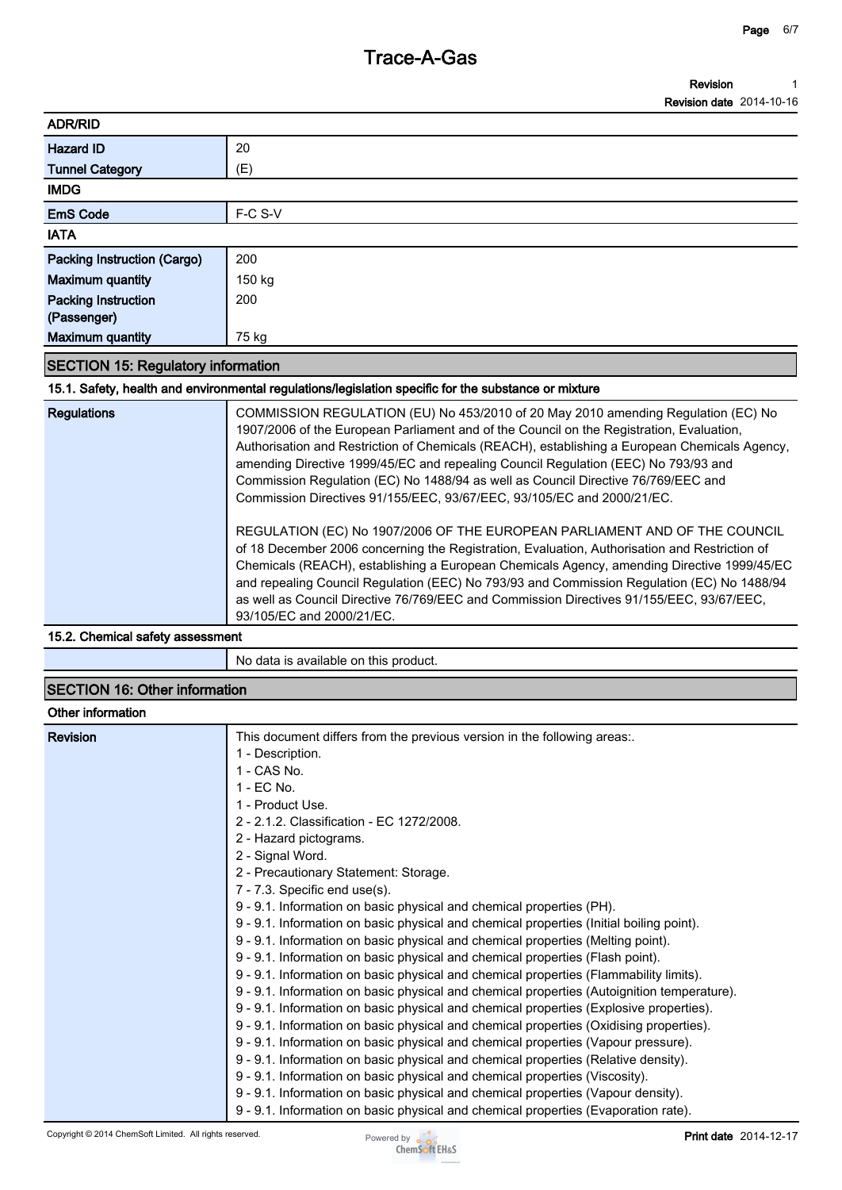### ADR/RID

| | |
|---|---|
| **Hazard ID** | 20 |
| **Tunnel Category** | (E) |

### IMDG

| | |
|---|---|
| **EmS Code** | F-C S-V |

### IATA

| | |
|---|---|
| **Packing Instruction (Cargo)** | 200 |
| **Maximum quantity** | 150 kg |
| **Packing Instruction (Passenger)** | 200 |
| **Maximum quantity** | 75 kg |

## SECTION 15: Regulatory information

### 15.1. Safety, health and environmental regulations/legislation specific for the substance or mixture

**Regulations**

COMMISSION REGULATION (EU) No 453/2010 of 20 May 2010 amending Regulation (EC) No 1907/2006 of the European Parliament and of the Council on the Registration, Evaluation, Authorisation and Restriction of Chemicals (REACH), establishing a European Chemicals Agency, amending Directive 1999/45/EC and repealing Council Regulation (EEC) No 793/93 and Commission Regulation (EC) No 1488/94 as well as Council Directive 76/769/EEC and Commission Directives 91/155/EEC, 93/67/EEC, 93/105/EC and 2000/21/EC.

REGULATION (EC) No 1907/2006 OF THE EUROPEAN PARLIAMENT AND OF THE COUNCIL of 18 December 2006 concerning the Registration, Evaluation, Authorisation and Restriction of Chemicals (REACH), establishing a European Chemicals Agency, amending Directive 1999/45/EC and repealing Council Regulation (EEC) No 793/93 and Commission Regulation (EC) No 1488/94 as well as Council Directive 76/769/EEC and Commission Directives 91/155/EEC, 93/67/EEC, 93/105/EC and 2000/21/EC.

### 15.2. Chemical safety assessment

No data is available on this product.

## SECTION 16: Other information

### Other information

**Revision**

This document differs from the previous version in the following areas:.

1 - Description.
1 - CAS No.
1 - EC No.
1 - Product Use.
2 - 2.1.2. Classification - EC 1272/2008.
2 - Hazard pictograms.
2 - Signal Word.
2 - Precautionary Statement: Storage.
7 - 7.3. Specific end use(s).
9 - 9.1. Information on basic physical and chemical properties (PH).
9 - 9.1. Information on basic physical and chemical properties (Initial boiling point).
9 - 9.1. Information on basic physical and chemical properties (Melting point).
9 - 9.1. Information on basic physical and chemical properties (Flash point).
9 - 9.1. Information on basic physical and chemical properties (Flammability limits).
9 - 9.1. Information on basic physical and chemical properties (Autoignition temperature).
9 - 9.1. Information on basic physical and chemical properties (Explosive properties).
9 - 9.1. Information on basic physical and chemical properties (Oxidising properties).
9 - 9.1. Information on basic physical and chemical properties (Vapour pressure).
9 - 9.1. Information on basic physical and chemical properties (Relative density).
9 - 9.1. Information on basic physical and chemical properties (Viscosity).
9 - 9.1. Information on basic physical and chemical properties (Vapour density).
9 - 9.1. Information on basic physical and chemical properties (Evaporation rate).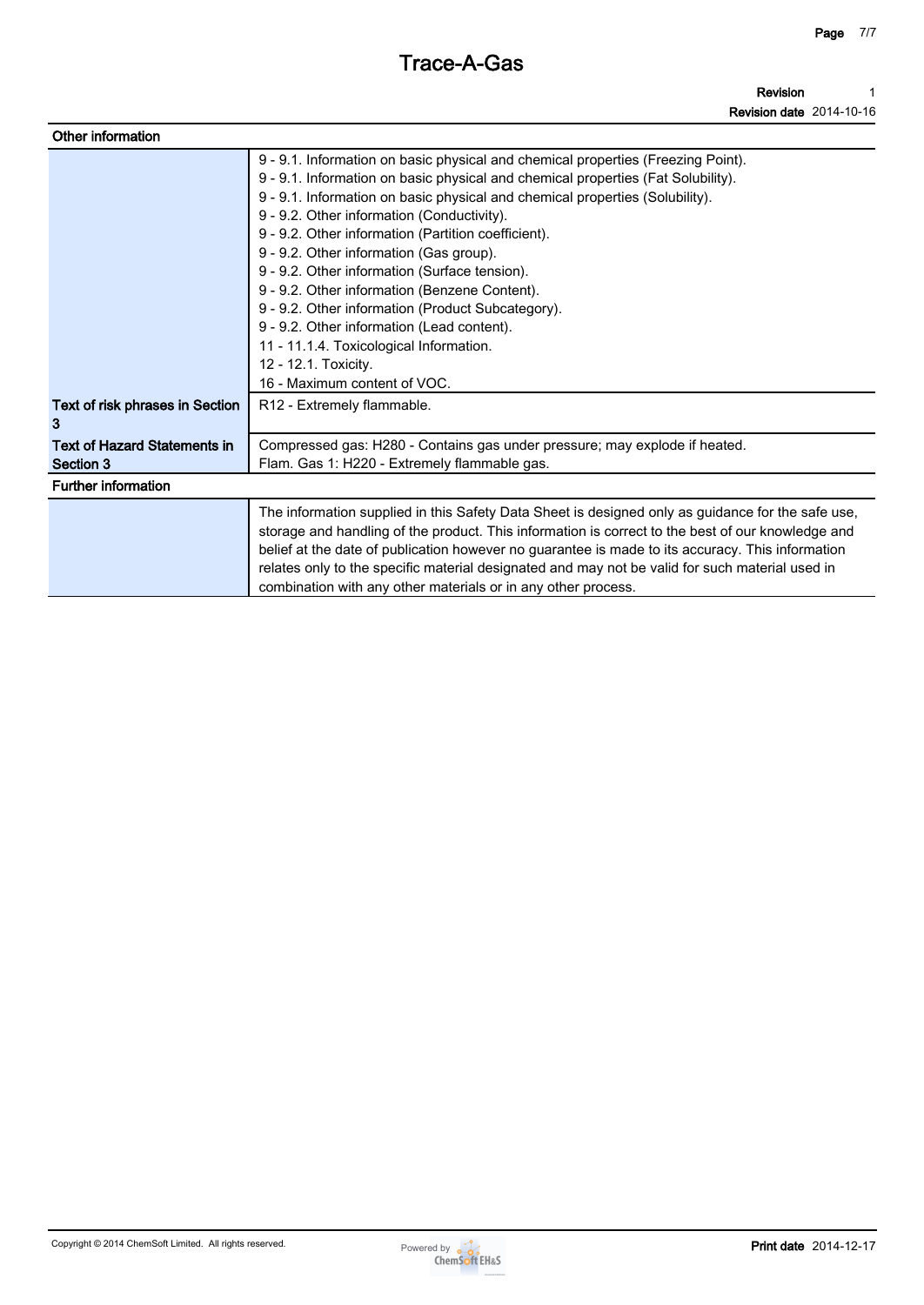| | |
|---|---|
| **Other information** | |
| | 9 - 9.1. Information on basic physical and chemical properties (Freezing Point).<br>9 - 9.1. Information on basic physical and chemical properties (Fat Solubility).<br>9 - 9.1. Information on basic physical and chemical properties (Solubility).<br>9 - 9.2. Other information (Conductivity).<br>9 - 9.2. Other information (Partition coefficient).<br>9 - 9.2. Other information (Gas group).<br>9 - 9.2. Other information (Surface tension).<br>9 - 9.2. Other information (Benzene Content).<br>9 - 9.2. Other information (Product Subcategory).<br>9 - 9.2. Other information (Lead content).<br>11 - 11.1.4. Toxicological Information.<br>12 - 12.1. Toxicity.<br>16 - Maximum content of VOC. |
| **Text of risk phrases in Section 3** | R12 - Extremely flammable. |
| **Text of Hazard Statements in Section 3** | Compressed gas: H280 - Contains gas under pressure; may explode if heated.<br>Flam. Gas 1: H220 - Extremely flammable gas. |
| **Further information** | |
| | The information supplied in this Safety Data Sheet is designed only as guidance for the safe use, storage and handling of the product. This information is correct to the best of our knowledge and belief at the date of publication however no guarantee is made to its accuracy. This information relates only to the specific material designated and may not be valid for such material used in combination with any other materials or in any other process. |